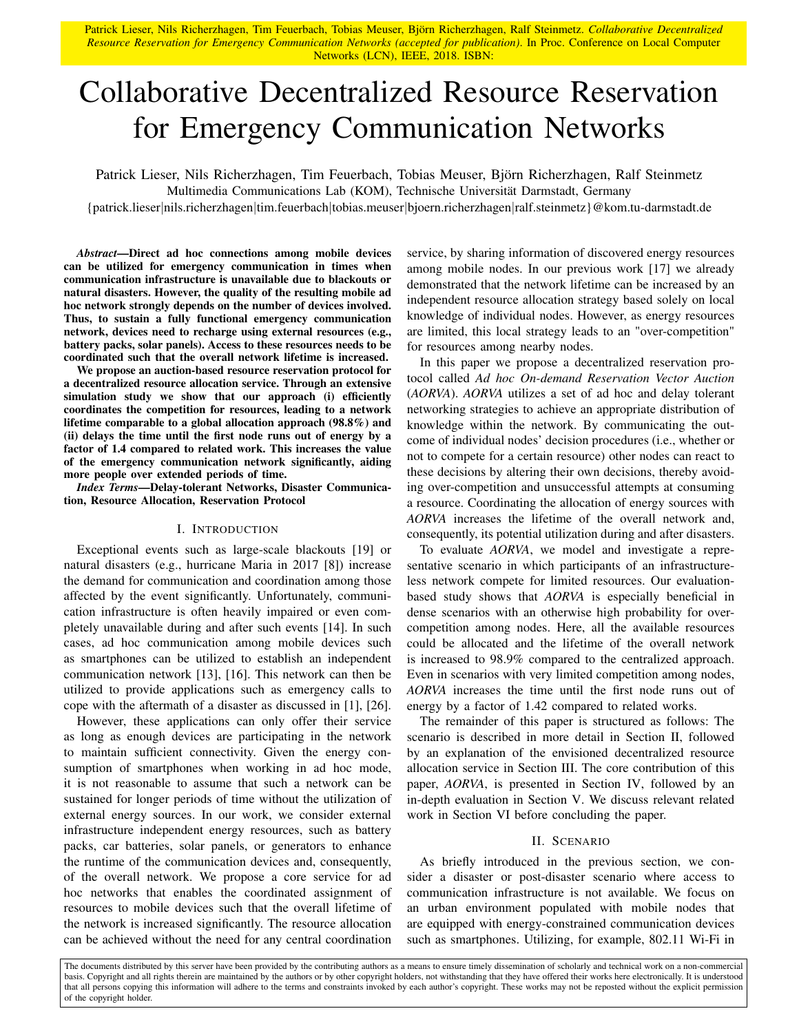Patrick Lieser, Nils Richerzhagen, Tim Feuerbach, Tobias Meuser, Björn Richerzhagen, Ralf Steinmetz. *Collaborative Decentralized Resource Reservation for Emergency Communication Networks (accepted for publication)*. In Proc. Conference on Local Computer Networks (LCN), IEEE, 2018. ISBN:

# Collaborative Decentralized Resource Reservation for Emergency Communication Networks

Patrick Lieser, Nils Richerzhagen, Tim Feuerbach, Tobias Meuser, Björn Richerzhagen, Ralf Steinmetz
Multimedia Communications Lab (KOM), Technische Universität Darmstadt, Germany
{patrick.lieser|nils.richerzhagen|tim.feuerbach|tobias.meuser|bjoern.richerzhagen|ralf.steinmetz}@kom.tu-darmstadt.de

***Abstract*—Direct ad hoc connections among mobile devices can be utilized for emergency communication in times when communication infrastructure is unavailable due to blackouts or natural disasters. However, the quality of the resulting mobile ad hoc network strongly depends on the number of devices involved. Thus, to sustain a fully functional emergency communication network, devices need to recharge using external resources (e.g., battery packs, solar panels). Access to these resources needs to be coordinated such that the overall network lifetime is increased.**

**We propose an auction-based resource reservation protocol for a decentralized resource allocation service. Through an extensive simulation study we show that our approach (i) efficiently coordinates the competition for resources, leading to a network lifetime comparable to a global allocation approach (98.8%) and (ii) delays the time until the first node runs out of energy by a factor of 1.4 compared to related work. This increases the value of the emergency communication network significantly, aiding more people over extended periods of time.**

***Index Terms*—Delay-tolerant Networks, Disaster Communication, Resource Allocation, Reservation Protocol**

## I. Introduction

Exceptional events such as large-scale blackouts [19] or natural disasters (e.g., hurricane Maria in 2017 [8]) increase the demand for communication and coordination among those affected by the event significantly. Unfortunately, communication infrastructure is often heavily impaired or even completely unavailable during and after such events [14]. In such cases, ad hoc communication among mobile devices such as smartphones can be utilized to establish an independent communication network [13], [16]. This network can then be utilized to provide applications such as emergency calls to cope with the aftermath of a disaster as discussed in [1], [26].

However, these applications can only offer their service as long as enough devices are participating in the network to maintain sufficient connectivity. Given the energy consumption of smartphones when working in ad hoc mode, it is not reasonable to assume that such a network can be sustained for longer periods of time without the utilization of external energy sources. In our work, we consider external infrastructure independent energy resources, such as battery packs, car batteries, solar panels, or generators to enhance the runtime of the communication devices and, consequently, of the overall network. We propose a core service for ad hoc networks that enables the coordinated assignment of resources to mobile devices such that the overall lifetime of the network is increased significantly. The resource allocation can be achieved without the need for any central coordination service, by sharing information of discovered energy resources among mobile nodes. In our previous work [17] we already demonstrated that the network lifetime can be increased by an independent resource allocation strategy based solely on local knowledge of individual nodes. However, as energy resources are limited, this local strategy leads to an "over-competition" for resources among nearby nodes.

In this paper we propose a decentralized reservation protocol called *Ad hoc On-demand Reservation Vector Auction* (*AORVA*). *AORVA* utilizes a set of ad hoc and delay tolerant networking strategies to achieve an appropriate distribution of knowledge within the network. By communicating the outcome of individual nodes' decision procedures (i.e., whether or not to compete for a certain resource) other nodes can react to these decisions by altering their own decisions, thereby avoiding over-competition and unsuccessful attempts at consuming a resource. Coordinating the allocation of energy sources with *AORVA* increases the lifetime of the overall network and, consequently, its potential utilization during and after disasters.

To evaluate *AORVA*, we model and investigate a representative scenario in which participants of an infrastructureless network compete for limited resources. Our evaluation-based study shows that *AORVA* is especially beneficial in dense scenarios with an otherwise high probability for over-competition among nodes. Here, all the available resources could be allocated and the lifetime of the overall network is increased to 98.9% compared to the centralized approach. Even in scenarios with very limited competition among nodes, *AORVA* increases the time until the first node runs out of energy by a factor of 1.42 compared to related works.

The remainder of this paper is structured as follows: The scenario is described in more detail in Section II, followed by an explanation of the envisioned decentralized resource allocation service in Section III. The core contribution of this paper, *AORVA*, is presented in Section IV, followed by an in-depth evaluation in Section V. We discuss relevant related work in Section VI before concluding the paper.

## II. Scenario

As briefly introduced in the previous section, we consider a disaster or post-disaster scenario where access to communication infrastructure is not available. We focus on an urban environment populated with mobile nodes that are equipped with energy-constrained communication devices such as smartphones. Utilizing, for example, 802.11 Wi-Fi in

The documents distributed by this server have been provided by the contributing authors as a means to ensure timely dissemination of scholarly and technical work on a non-commercial basis. Copyright and all rights therein are maintained by the authors or by other copyright holders, not withstanding that they have offered their works here electronically. It is understood that all persons copying this information will adhere to the terms and constraints invoked by each author's copyright. These works may not be reposted without the explicit permission of the copyright holder.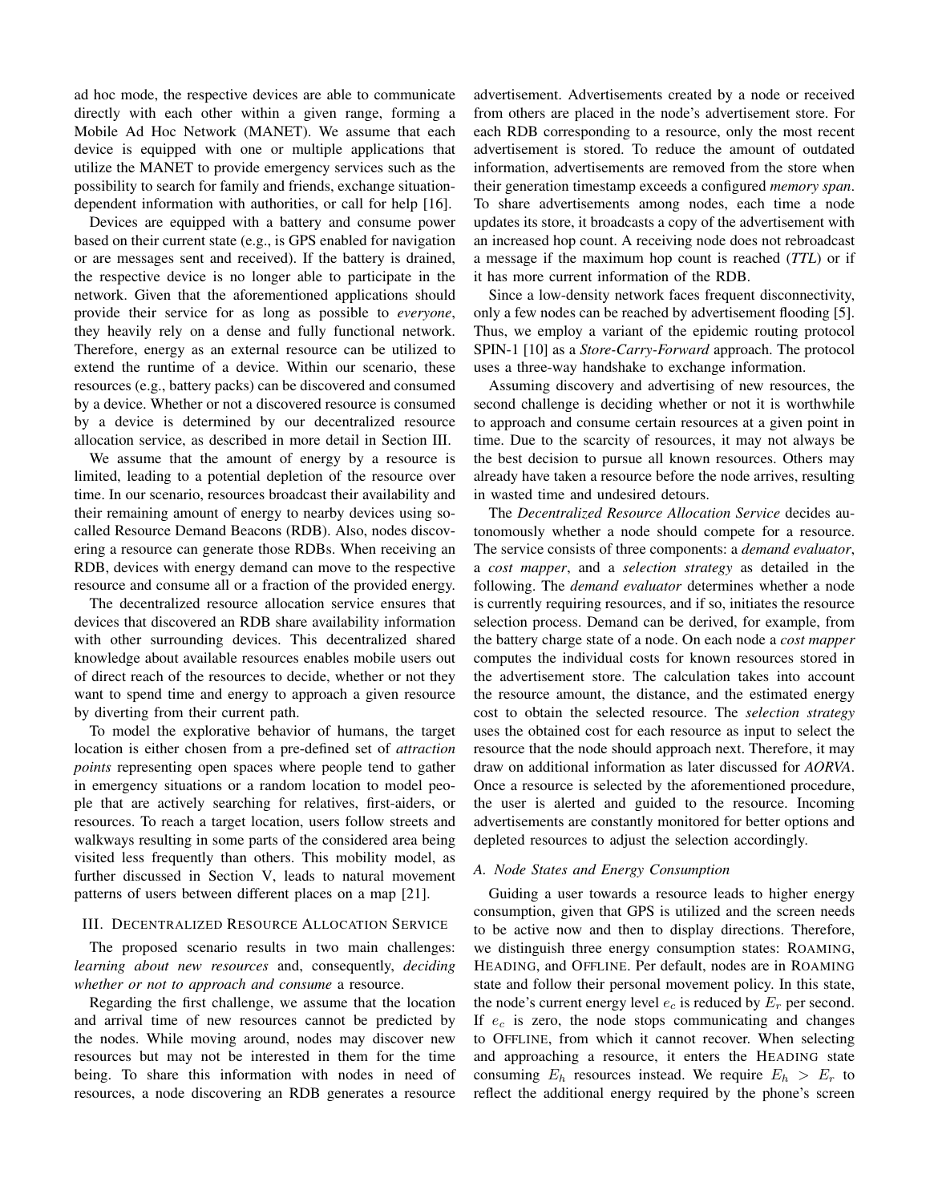ad hoc mode, the respective devices are able to communicate directly with each other within a given range, forming a Mobile Ad Hoc Network (MANET). We assume that each device is equipped with one or multiple applications that utilize the MANET to provide emergency services such as the possibility to search for family and friends, exchange situation-dependent information with authorities, or call for help [16].

Devices are equipped with a battery and consume power based on their current state (e.g., is GPS enabled for navigation or are messages sent and received). If the battery is drained, the respective device is no longer able to participate in the network. Given that the aforementioned applications should provide their service for as long as possible to *everyone*, they heavily rely on a dense and fully functional network. Therefore, energy as an external resource can be utilized to extend the runtime of a device. Within our scenario, these resources (e.g., battery packs) can be discovered and consumed by a device. Whether or not a discovered resource is consumed by a device is determined by our decentralized resource allocation service, as described in more detail in Section III.

We assume that the amount of energy by a resource is limited, leading to a potential depletion of the resource over time. In our scenario, resources broadcast their availability and their remaining amount of energy to nearby devices using so-called Resource Demand Beacons (RDB). Also, nodes discovering a resource can generate those RDBs. When receiving an RDB, devices with energy demand can move to the respective resource and consume all or a fraction of the provided energy.

The decentralized resource allocation service ensures that devices that discovered an RDB share availability information with other surrounding devices. This decentralized shared knowledge about available resources enables mobile users out of direct reach of the resources to decide, whether or not they want to spend time and energy to approach a given resource by diverting from their current path.

To model the explorative behavior of humans, the target location is either chosen from a pre-defined set of *attraction points* representing open spaces where people tend to gather in emergency situations or a random location to model people that are actively searching for relatives, first-aiders, or resources. To reach a target location, users follow streets and walkways resulting in some parts of the considered area being visited less frequently than others. This mobility model, as further discussed in Section V, leads to natural movement patterns of users between different places on a map [21].

## III. Decentralized Resource Allocation Service

The proposed scenario results in two main challenges: *learning about new resources* and, consequently, *deciding whether or not to approach and consume* a resource.

Regarding the first challenge, we assume that the location and arrival time of new resources cannot be predicted by the nodes. While moving around, nodes may discover new resources but may not be interested in them for the time being. To share this information with nodes in need of resources, a node discovering an RDB generates a resource advertisement. Advertisements created by a node or received from others are placed in the node's advertisement store. For each RDB corresponding to a resource, only the most recent advertisement is stored. To reduce the amount of outdated information, advertisements are removed from the store when their generation timestamp exceeds a configured *memory span*. To share advertisements among nodes, each time a node updates its store, it broadcasts a copy of the advertisement with an increased hop count. A receiving node does not rebroadcast a message if the maximum hop count is reached (*TTL*) or if it has more current information of the RDB.

Since a low-density network faces frequent disconnectivity, only a few nodes can be reached by advertisement flooding [5]. Thus, we employ a variant of the epidemic routing protocol SPIN-1 [10] as a *Store-Carry-Forward* approach. The protocol uses a three-way handshake to exchange information.

Assuming discovery and advertising of new resources, the second challenge is deciding whether or not it is worthwhile to approach and consume certain resources at a given point in time. Due to the scarcity of resources, it may not always be the best decision to pursue all known resources. Others may already have taken a resource before the node arrives, resulting in wasted time and undesired detours.

The *Decentralized Resource Allocation Service* decides autonomously whether a node should compete for a resource. The service consists of three components: a *demand evaluator*, a *cost mapper*, and a *selection strategy* as detailed in the following. The *demand evaluator* determines whether a node is currently requiring resources, and if so, initiates the resource selection process. Demand can be derived, for example, from the battery charge state of a node. On each node a *cost mapper* computes the individual costs for known resources stored in the advertisement store. The calculation takes into account the resource amount, the distance, and the estimated energy cost to obtain the selected resource. The *selection strategy* uses the obtained cost for each resource as input to select the resource that the node should approach next. Therefore, it may draw on additional information as later discussed for *AORVA*. Once a resource is selected by the aforementioned procedure, the user is alerted and guided to the resource. Incoming advertisements are constantly monitored for better options and depleted resources to adjust the selection accordingly.

### A. Node States and Energy Consumption

Guiding a user towards a resource leads to higher energy consumption, given that GPS is utilized and the screen needs to be active now and then to display directions. Therefore, we distinguish three energy consumption states: Roaming, Heading, and Offline. Per default, nodes are in Roaming state and follow their personal movement policy. In this state, the node's current energy level $e_c$ is reduced by $E_r$ per second. If $e_c$ is zero, the node stops communicating and changes to Offline, from which it cannot recover. When selecting and approaching a resource, it enters the Heading state consuming $E_h$ resources instead. We require $E_h > E_r$ to reflect the additional energy required by the phone's screen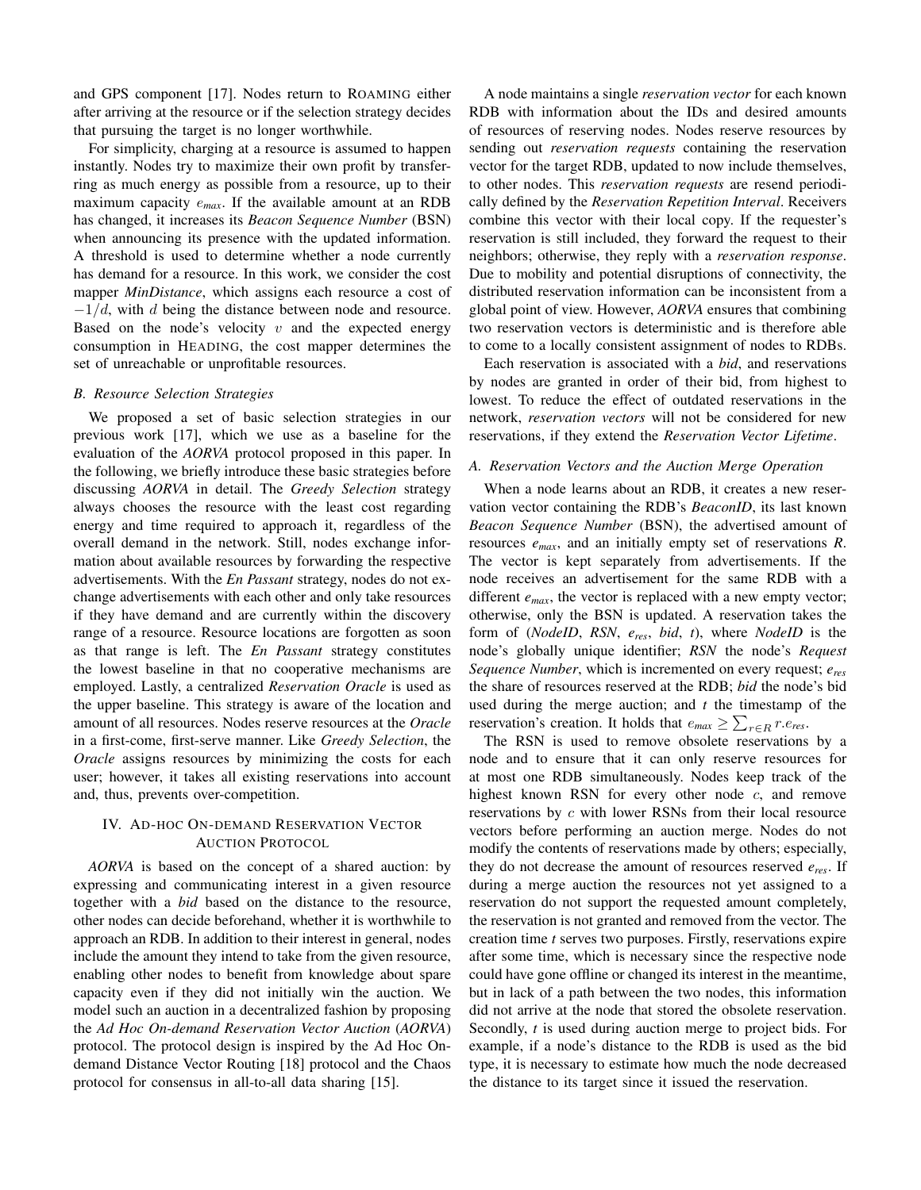and GPS component [17]. Nodes return to ROAMING either after arriving at the resource or if the selection strategy decides that pursuing the target is no longer worthwhile.

For simplicity, charging at a resource is assumed to happen instantly. Nodes try to maximize their own profit by transferring as much energy as possible from a resource, up to their maximum capacity $e_{max}$. If the available amount at an RDB has changed, it increases its *Beacon Sequence Number* (BSN) when announcing its presence with the updated information. A threshold is used to determine whether a node currently has demand for a resource. In this work, we consider the cost mapper *MinDistance*, which assigns each resource a cost of $-1/d$, with $d$ being the distance between node and resource. Based on the node's velocity $v$ and the expected energy consumption in HEADING, the cost mapper determines the set of unreachable or unprofitable resources.

### B. Resource Selection Strategies

We proposed a set of basic selection strategies in our previous work [17], which we use as a baseline for the evaluation of the *AORVA* protocol proposed in this paper. In the following, we briefly introduce these basic strategies before discussing *AORVA* in detail. The *Greedy Selection* strategy always chooses the resource with the least cost regarding energy and time required to approach it, regardless of the overall demand in the network. Still, nodes exchange information about available resources by forwarding the respective advertisements. With the *En Passant* strategy, nodes do not exchange advertisements with each other and only take resources if they have demand and are currently within the discovery range of a resource. Resource locations are forgotten as soon as that range is left. The *En Passant* strategy constitutes the lowest baseline in that no cooperative mechanisms are employed. Lastly, a centralized *Reservation Oracle* is used as the upper baseline. This strategy is aware of the location and amount of all resources. Nodes reserve resources at the *Oracle* in a first-come, first-serve manner. Like *Greedy Selection*, the *Oracle* assigns resources by minimizing the costs for each user; however, it takes all existing reservations into account and, thus, prevents over-competition.

## IV. AD-HOC ON-DEMAND RESERVATION VECTOR AUCTION PROTOCOL

*AORVA* is based on the concept of a shared auction: by expressing and communicating interest in a given resource together with a *bid* based on the distance to the resource, other nodes can decide beforehand, whether it is worthwhile to approach an RDB. In addition to their interest in general, nodes include the amount they intend to take from the given resource, enabling other nodes to benefit from knowledge about spare capacity even if they did not initially win the auction. We model such an auction in a decentralized fashion by proposing the *Ad Hoc On-demand Reservation Vector Auction* (*AORVA*) protocol. The protocol design is inspired by the Ad Hoc On-demand Distance Vector Routing [18] protocol and the Chaos protocol for consensus in all-to-all data sharing [15].

A node maintains a single *reservation vector* for each known RDB with information about the IDs and desired amounts of resources of reserving nodes. Nodes reserve resources by sending out *reservation requests* containing the reservation vector for the target RDB, updated to now include themselves, to other nodes. This *reservation requests* are resend periodically defined by the *Reservation Repetition Interval*. Receivers combine this vector with their local copy. If the requester's reservation is still included, they forward the request to their neighbors; otherwise, they reply with a *reservation response*. Due to mobility and potential disruptions of connectivity, the distributed reservation information can be inconsistent from a global point of view. However, *AORVA* ensures that combining two reservation vectors is deterministic and is therefore able to come to a locally consistent assignment of nodes to RDBs.

Each reservation is associated with a *bid*, and reservations by nodes are granted in order of their bid, from highest to lowest. To reduce the effect of outdated reservations in the network, *reservation vectors* will not be considered for new reservations, if they extend the *Reservation Vector Lifetime*.

### A. Reservation Vectors and the Auction Merge Operation

When a node learns about an RDB, it creates a new reservation vector containing the RDB's *BeaconID*, its last known *Beacon Sequence Number* (BSN), the advertised amount of resources $e_{max}$, and an initially empty set of reservations *R*. The vector is kept separately from advertisements. If the node receives an advertisement for the same RDB with a different $e_{max}$, the vector is replaced with a new empty vector; otherwise, only the BSN is updated. A reservation takes the form of (*NodeID*, *RSN*, $e_{res}$, *bid*, *t*), where *NodeID* is the node's globally unique identifier; *RSN* the node's *Request Sequence Number*, which is incremented on every request; $e_{res}$ the share of resources reserved at the RDB; *bid* the node's bid used during the merge auction; and *t* the timestamp of the reservation's creation. It holds that $e_{max} \geq \sum_{r \in R} r.e_{res}$.

The RSN is used to remove obsolete reservations by a node and to ensure that it can only reserve resources for at most one RDB simultaneously. Nodes keep track of the highest known RSN for every other node $c$, and remove reservations by $c$ with lower RSNs from their local resource vectors before performing an auction merge. Nodes do not modify the contents of reservations made by others; especially, they do not decrease the amount of resources reserved $e_{res}$. If during a merge auction the resources not yet assigned to a reservation do not support the requested amount completely, the reservation is not granted and removed from the vector. The creation time *t* serves two purposes. Firstly, reservations expire after some time, which is necessary since the respective node could have gone offline or changed its interest in the meantime, but in lack of a path between the two nodes, this information did not arrive at the node that stored the obsolete reservation. Secondly, *t* is used during auction merge to project bids. For example, if a node's distance to the RDB is used as the bid type, it is necessary to estimate how much the node decreased the distance to its target since it issued the reservation.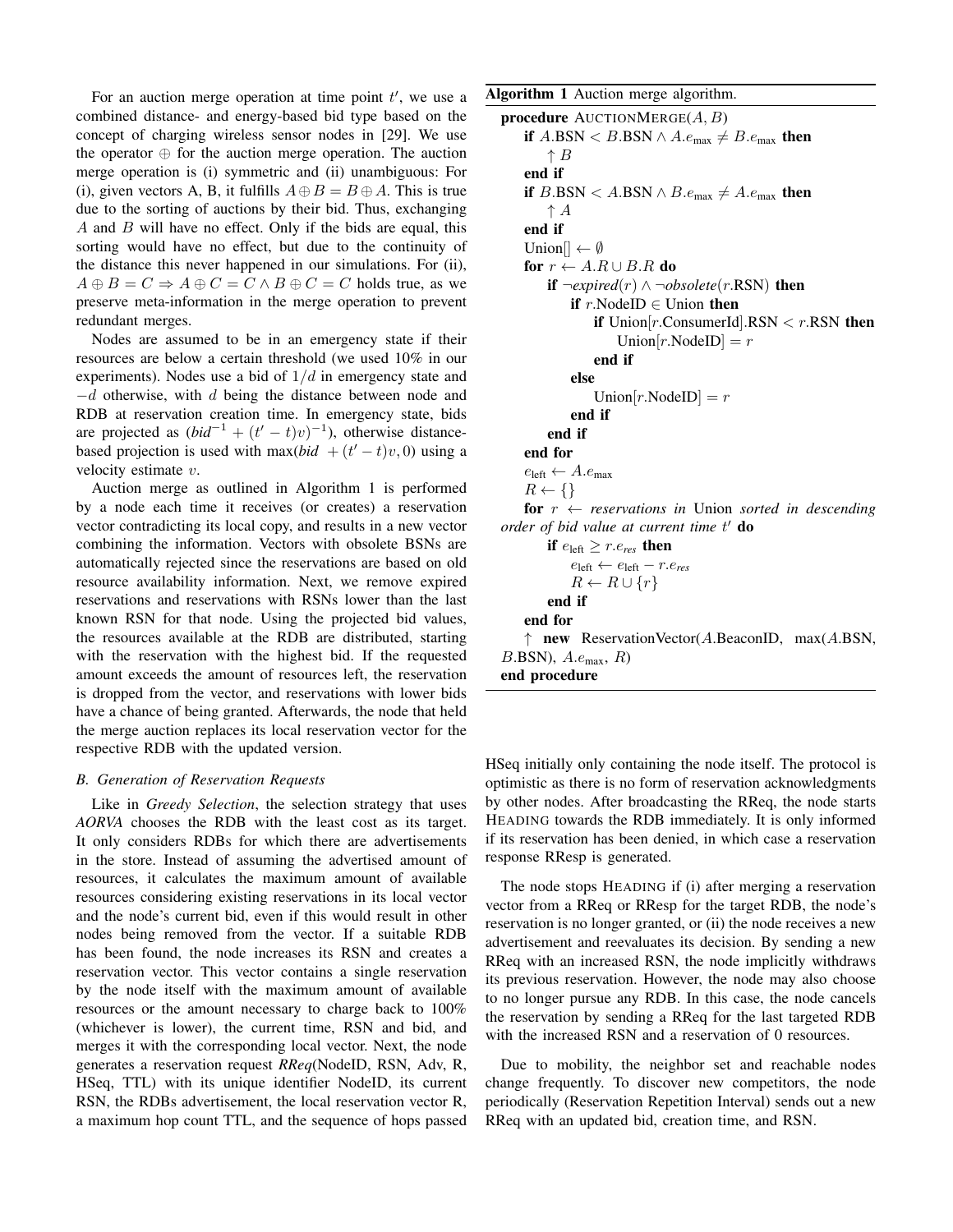For an auction merge operation at time point $t'$, we use a combined distance- and energy-based bid type based on the concept of charging wireless sensor nodes in [29]. We use the operator $\oplus$ for the auction merge operation. The auction merge operation is (i) symmetric and (ii) unambiguous: For (i), given vectors A, B, it fulfills $A \oplus B = B \oplus A$. This is true due to the sorting of auctions by their bid. Thus, exchanging $A$ and $B$ will have no effect. Only if the bids are equal, this sorting would have no effect, but due to the continuity of the distance this never happened in our simulations. For (ii), $A \oplus B = C \Rightarrow A \oplus C = C \wedge B \oplus C = C$ holds true, as we preserve meta-information in the merge operation to prevent redundant merges.

Nodes are assumed to be in an emergency state if their resources are below a certain threshold (we used 10% in our experiments). Nodes use a bid of $1/d$ in emergency state and $-d$ otherwise, with $d$ being the distance between node and RDB at reservation creation time. In emergency state, bids are projected as $(bid^{-1} + (t' - t)v)^{-1})$, otherwise distance-based projection is used with $\max(bid + (t' - t)v, 0)$ using a velocity estimate $v$.

Auction merge as outlined in Algorithm 1 is performed by a node each time it receives (or creates) a reservation vector contradicting its local copy, and results in a new vector combining the information. Vectors with obsolete BSNs are automatically rejected since the reservations are based on old resource availability information. Next, we remove expired reservations and reservations with RSNs lower than the last known RSN for that node. Using the projected bid values, the resources available at the RDB are distributed, starting with the reservation with the highest bid. If the requested amount exceeds the amount of resources left, the reservation is dropped from the vector, and reservations with lower bids have a chance of being granted. Afterwards, the node that held the merge auction replaces its local reservation vector for the respective RDB with the updated version.

**Algorithm 1** Auction merge algorithm.

```
procedure AUCTIONMERGE(A, B)
    if A.BSN < B.BSN ∧ A.e_max ≠ B.e_max then
        ↑ B
    end if
    if B.BSN < A.BSN ∧ B.e_max ≠ A.e_max then
        ↑ A
    end if
    Union[] ← ∅
    for r ← A.R ∪ B.R do
        if ¬expired(r) ∧ ¬obsolete(r.RSN) then
            if r.NodeID ∈ Union then
                if Union[r.ConsumerId].RSN < r.RSN then
                    Union[r.NodeID] = r
                end if
            else
                Union[r.NodeID] = r
            end if
        end if
    end for
    e_left ← A.e_max
    R ← {}
    for r ← reservations in Union sorted in descending order of bid value at current time t' do
        if e_left ≥ r.e_res then
            e_left ← e_left − r.e_res
            R ← R ∪ {r}
        end if
    end for
    ↑ new ReservationVector(A.BeaconID, max(A.BSN, B.BSN), A.e_max, R)
end procedure
```

### B. Generation of Reservation Requests

Like in *Greedy Selection*, the selection strategy that uses *AORVA* chooses the RDB with the least cost as its target. It only considers RDBs for which there are advertisements in the store. Instead of assuming the advertised amount of resources, it calculates the maximum amount of available resources considering existing reservations in its local vector and the node's current bid, even if this would result in other nodes being removed from the vector. If a suitable RDB has been found, the node increases its RSN and creates a reservation vector. This vector contains a single reservation by the node itself with the maximum amount of available resources or the amount necessary to charge back to 100% (whichever is lower), the current time, RSN and bid, and merges it with the corresponding local vector. Next, the node generates a reservation request *RReq*(NodeID, RSN, Adv, R, HSeq, TTL) with its unique identifier NodeID, its current RSN, the RDBs advertisement, the local reservation vector R, a maximum hop count TTL, and the sequence of hops passed HSeq initially only containing the node itself. The protocol is optimistic as there is no form of reservation acknowledgments by other nodes. After broadcasting the RReq, the node starts HEADING towards the RDB immediately. It is only informed if its reservation has been denied, in which case a reservation response RResp is generated.

The node stops HEADING if (i) after merging a reservation vector from a RReq or RResp for the target RDB, the node's reservation is no longer granted, or (ii) the node receives a new advertisement and reevaluates its decision. By sending a new RReq with an increased RSN, the node implicitly withdraws its previous reservation. However, the node may also choose to no longer pursue any RDB. In this case, the node cancels the reservation by sending a RReq for the last targeted RDB with the increased RSN and a reservation of 0 resources.

Due to mobility, the neighbor set and reachable nodes change frequently. To discover new competitors, the node periodically (Reservation Repetition Interval) sends out a new RReq with an updated bid, creation time, and RSN.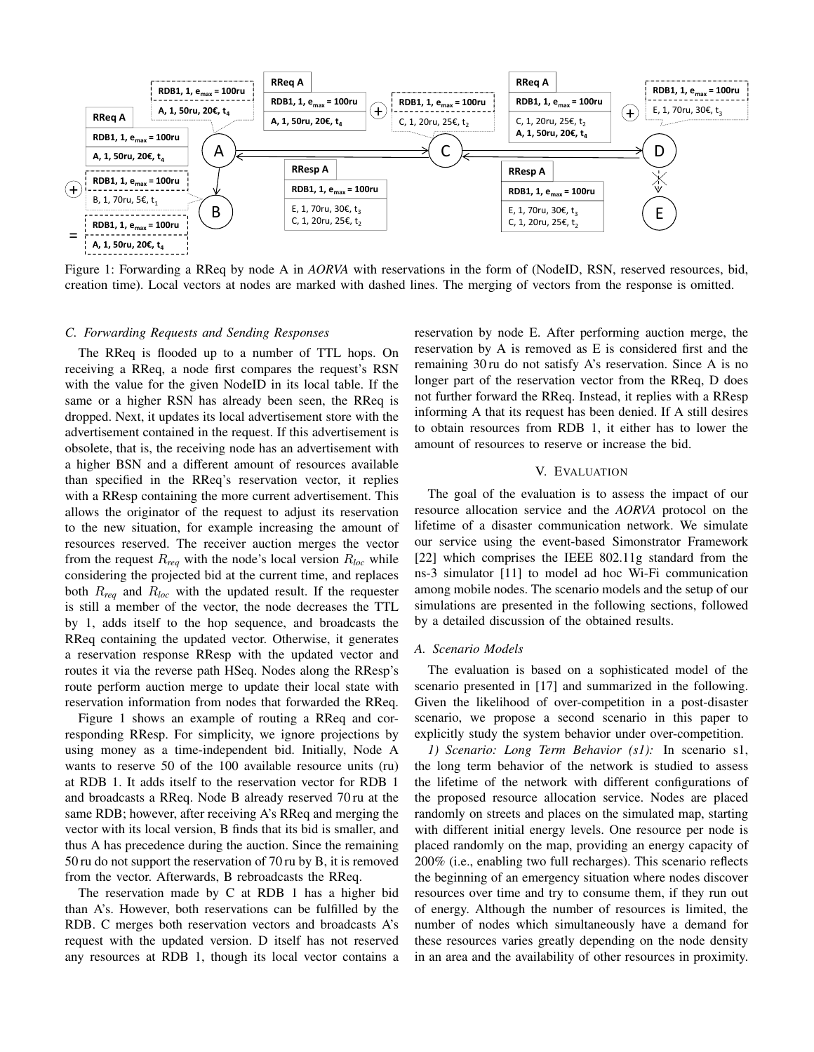Figure 1: Forwarding a RReq by node A in *AORVA* with reservations in the form of (NodeID, RSN, reserved resources, bid, creation time). Local vectors at nodes are marked with dashed lines. The merging of vectors from the response is omitted.

### C. Forwarding Requests and Sending Responses

The RReq is flooded up to a number of TTL hops. On receiving a RReq, a node first compares the request's RSN with the value for the given NodeID in its local table. If the same or a higher RSN has already been seen, the RReq is dropped. Next, it updates its local advertisement store with the advertisement contained in the request. If this advertisement is obsolete, that is, the receiving node has an advertisement with a higher BSN and a different amount of resources available than specified in the RReq's reservation vector, it replies with a RResp containing the more current advertisement. This allows the originator of the request to adjust its reservation to the new situation, for example increasing the amount of resources reserved. The receiver auction merges the vector from the request $R_{req}$ with the node's local version $R_{loc}$ while considering the projected bid at the current time, and replaces both $R_{req}$ and $R_{loc}$ with the updated result. If the requester is still a member of the vector, the node decreases the TTL by 1, adds itself to the hop sequence, and broadcasts the RReq containing the updated vector. Otherwise, it generates a reservation response RResp with the updated vector and routes it via the reverse path HSeq. Nodes along the RResp's route perform auction merge to update their local state with reservation information from nodes that forwarded the RReq.

Figure 1 shows an example of routing a RReq and corresponding RResp. For simplicity, we ignore projections by using money as a time-independent bid. Initially, Node A wants to reserve 50 of the 100 available resource units (ru) at RDB 1. It adds itself to the reservation vector for RDB 1 and broadcasts a RReq. Node B already reserved 70 ru at the same RDB; however, after receiving A's RReq and merging the vector with its local version, B finds that its bid is smaller, and thus A has precedence during the auction. Since the remaining 50 ru do not support the reservation of 70 ru by B, it is removed from the vector. Afterwards, B rebroadcasts the RReq.

The reservation made by C at RDB 1 has a higher bid than A's. However, both reservations can be fulfilled by the RDB. C merges both reservation vectors and broadcasts A's request with the updated version. D itself has not reserved any resources at RDB 1, though its local vector contains a reservation by node E. After performing auction merge, the reservation by A is removed as E is considered first and the remaining 30 ru do not satisfy A's reservation. Since A is no longer part of the reservation vector from the RReq, D does not further forward the RReq. Instead, it replies with a RResp informing A that its request has been denied. If A still desires to obtain resources from RDB 1, it either has to lower the amount of resources to reserve or increase the bid.

## V. Evaluation

The goal of the evaluation is to assess the impact of our resource allocation service and the *AORVA* protocol on the lifetime of a disaster communication network. We simulate our service using the event-based Simonstrator Framework [22] which comprises the IEEE 802.11g standard from the ns-3 simulator [11] to model ad hoc Wi-Fi communication among mobile nodes. The scenario models and the setup of our simulations are presented in the following sections, followed by a detailed discussion of the obtained results.

### A. Scenario Models

The evaluation is based on a sophisticated model of the scenario presented in [17] and summarized in the following. Given the likelihood of over-competition in a post-disaster scenario, we propose a second scenario in this paper to explicitly study the system behavior under over-competition.

*1) Scenario: Long Term Behavior (s1):* In scenario s1, the long term behavior of the network is studied to assess the lifetime of the network with different configurations of the proposed resource allocation service. Nodes are placed randomly on streets and places on the simulated map, starting with different initial energy levels. One resource per node is placed randomly on the map, providing an energy capacity of 200% (i.e., enabling two full recharges). This scenario reflects the beginning of an emergency situation where nodes discover resources over time and try to consume them, if they run out of energy. Although the number of resources is limited, the number of nodes which simultaneously have a demand for these resources varies greatly depending on the node density in an area and the availability of other resources in proximity.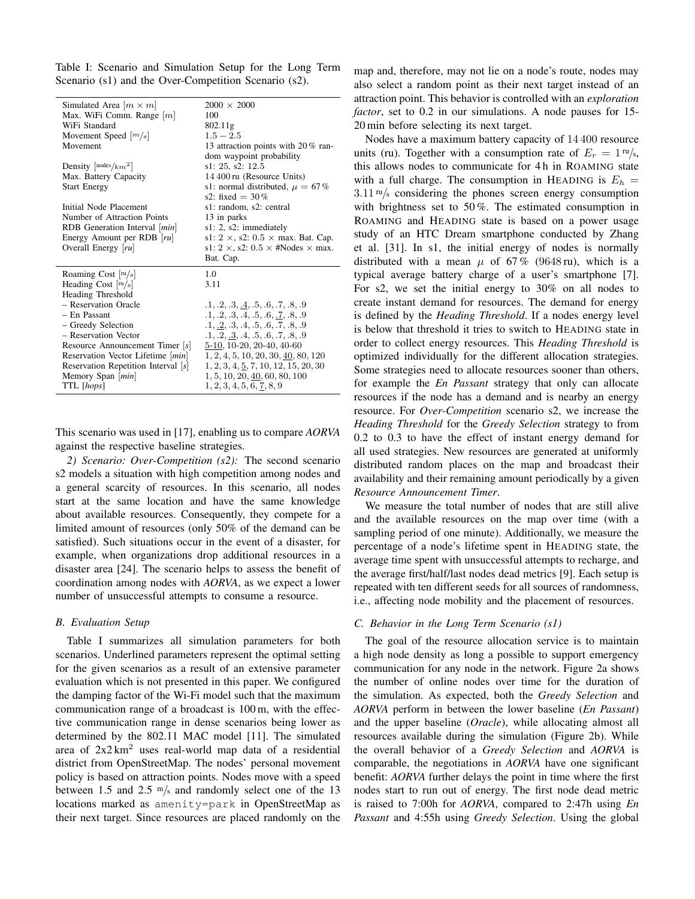Table I: Scenario and Simulation Setup for the Long Term Scenario (s1) and the Over-Competition Scenario (s2).

| | |
|---|---|
| Simulated Area [$m \times m$] | $2000 \times 2000$ |
| Max. WiFi Comm. Range [$m$] | 100 |
| WiFi Standard | 802.11g |
| Movement Speed [$m/s$] | $1.5 - 2.5$ |
| Movement | 13 attraction points with 20 % random waypoint probability |
| Density [$nodes/km^2$] | s1: 25, s2: 12.5 |
| Max. Battery Capacity | 14 400 ru (Resource Units) |
| Start Energy | s1: normal distributed, $\mu = 67\,\%$ s2: fixed $= 30\,\%$ |
| Initial Node Placement | s1: random, s2: central |
| Number of Attraction Points | 13 in parks |
| RDB Generation Interval [$min$] | s1: 2, s2: immediately |
| Energy Amount per RDB [$ru$] | s1: 2 ×, s2: 0.5 × max. Bat. Cap. |
| Overall Energy [$ru$] | s1: 2 ×, s2: 0.5 × #Nodes × max. Bat. Cap. |
| Roaming Cost [$ru/s$] | 1.0 |
| Heading Cost [$ru/s$] | 3.11 |
| Heading Threshold | |
| – Reservation Oracle | .1, .2, .3, <u>.4</u>, .5, .6, .7, .8, .9 |
| – En Passant | .1, .2, .3, .4, .5, .6, <u>.7</u>, .8, .9 |
| – Greedy Selection | .1, <u>.2</u>, .3, .4, .5, .6, .7, .8, .9 |
| – Reservation Vector | .1, .2, <u>.3</u>, .4, .5, .6, .7, .8, .9 |
| Resource Announcement Timer [$s$] | <u>5-10</u>, 10-20, 20-40, 40-60 |
| Reservation Vector Lifetime [$min$] | 1, 2, 4, 5, 10, 20, 30, <u>40</u>, 80, 120 |
| Reservation Repetition Interval [$s$] | 1, 2, 3, 4, <u>5</u>, 7, 10, 12, 15, 20, 30 |
| Memory Span [$min$] | 1, 5, 10, 20, <u>40</u>, 60, 80, 100 |
| TTL [$hops$] | 1, 2, 3, 4, 5, 6, <u>7</u>, 8, 9 |

This scenario was used in [17], enabling us to compare *AORVA* against the respective baseline strategies.

*2) Scenario: Over-Competition (s2):* The second scenario s2 models a situation with high competition among nodes and a general scarcity of resources. In this scenario, all nodes start at the same location and have the same knowledge about available resources. Consequently, they compete for a limited amount of resources (only 50% of the demand can be satisfied). Such situations occur in the event of a disaster, for example, when organizations drop additional resources in a disaster area [24]. The scenario helps to assess the benefit of coordination among nodes with *AORVA*, as we expect a lower number of unsuccessful attempts to consume a resource.

### B. Evaluation Setup

Table I summarizes all simulation parameters for both scenarios. Underlined parameters represent the optimal setting for the given scenarios as a result of an extensive parameter evaluation which is not presented in this paper. We configured the damping factor of the Wi-Fi model such that the maximum communication range of a broadcast is 100 m, with the effective communication range in dense scenarios being lower as determined by the 802.11 MAC model [11]. The simulated area of 2x2 $km^2$ uses real-world map data of a residential district from OpenStreetMap. The nodes' personal movement policy is based on attraction points. Nodes move with a speed between 1.5 and 2.5 $m/s$ and randomly select one of the 13 locations marked as `amenity=park` in OpenStreetMap as their next target. Since resources are placed randomly on the map and, therefore, may not lie on a node's route, nodes may also select a random point as their next target instead of an attraction point. This behavior is controlled with an *exploration factor*, set to 0.2 in our simulations. A node pauses for 15-20 min before selecting its next target.

Nodes have a maximum battery capacity of 14 400 resource units (ru). Together with a consumption rate of $E_r = 1\,ru/s$, this allows nodes to communicate for 4 h in ROAMING state with a full charge. The consumption in HEADING is $E_h = 3.11\,ru/s$ considering the phones screen energy consumption with brightness set to 50 %. The estimated consumption in ROAMING and HEADING state is based on a power usage study of an HTC Dream smartphone conducted by Zhang et al. [31]. In s1, the initial energy of nodes is normally distributed with a mean $\mu$ of 67 % (9648 ru), which is a typical average battery charge of a user's smartphone [7]. For s2, we set the initial energy to 30% on all nodes to create instant demand for resources. The demand for energy is defined by the *Heading Threshold*. If a nodes energy level is below that threshold it tries to switch to HEADING state in order to collect energy resources. This *Heading Threshold* is optimized individually for the different allocation strategies. Some strategies need to allocate resources sooner than others, for example the *En Passant* strategy that only can allocate resources if the node has a demand and is nearby an energy resource. For *Over-Competition* scenario s2, we increase the *Heading Threshold* for the *Greedy Selection* strategy to from 0.2 to 0.3 to have the effect of instant energy demand for all used strategies. New resources are generated at uniformly distributed random places on the map and broadcast their availability and their remaining amount periodically by a given *Resource Announcement Timer*.

We measure the total number of nodes that are still alive and the available resources on the map over time (with a sampling period of one minute). Additionally, we measure the percentage of a node's lifetime spent in HEADING state, the average time spent with unsuccessful attempts to recharge, and the average first/half/last nodes dead metrics [9]. Each setup is repeated with ten different seeds for all sources of randomness, i.e., affecting node mobility and the placement of resources.

### C. Behavior in the Long Term Scenario (s1)

The goal of the resource allocation service is to maintain a high node density as long a possible to support emergency communication for any node in the network. Figure 2a shows the number of online nodes over time for the duration of the simulation. As expected, both the *Greedy Selection* and *AORVA* perform in between the lower baseline (*En Passant*) and the upper baseline (*Oracle*), while allocating almost all resources available during the simulation (Figure 2b). While the overall behavior of a *Greedy Selection* and *AORVA* is comparable, the negotiations in *AORVA* have one significant benefit: *AORVA* further delays the point in time where the first nodes start to run out of energy. The first node dead metric is raised to 7:00h for *AORVA*, compared to 2:47h using *En Passant* and 4:55h using *Greedy Selection*. Using the global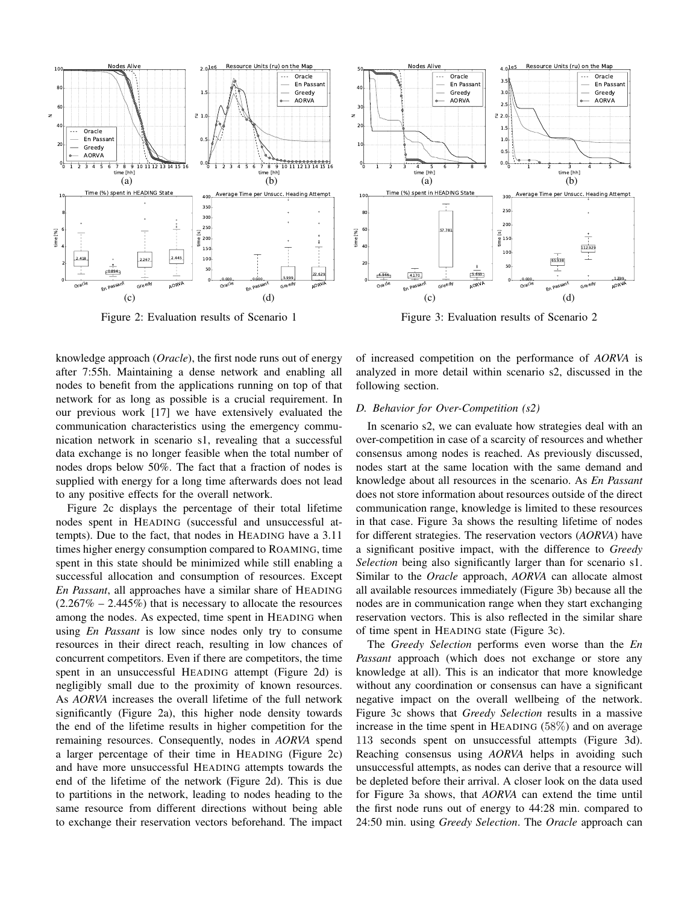Figure 2: Evaluation results of Scenario 1

Figure 3: Evaluation results of Scenario 2

knowledge approach (*Oracle*), the first node runs out of energy after 7:55h. Maintaining a dense network and enabling all nodes to benefit from the applications running on top of that network for as long as possible is a crucial requirement. In our previous work [17] we have extensively evaluated the communication characteristics using the emergency communication network in scenario s1, revealing that a successful data exchange is no longer feasible when the total number of nodes drops below 50%. The fact that a fraction of nodes is supplied with energy for a long time afterwards does not lead to any positive effects for the overall network.

Figure 2c displays the percentage of their total lifetime nodes spent in HEADING (successful and unsuccessful attempts). Due to the fact, that nodes in HEADING have a 3.11 times higher energy consumption compared to ROAMING, time spent in this state should be minimized while still enabling a successful allocation and consumption of resources. Except *En Passant*, all approaches have a similar share of HEADING (2.267% – 2.445%) that is necessary to allocate the resources among the nodes. As expected, time spent in HEADING when using *En Passant* is low since nodes only try to consume resources in their direct reach, resulting in low chances of concurrent competitors. Even if there are competitors, the time spent in an unsuccessful HEADING attempt (Figure 2d) is negligibly small due to the proximity of known resources. As *AORVA* increases the overall lifetime of the full network significantly (Figure 2a), this higher node density towards the end of the lifetime results in higher competition for the remaining resources. Consequently, nodes in *AORVA* spend a larger percentage of their time in HEADING (Figure 2c) and have more unsuccessful HEADING attempts towards the end of the lifetime of the network (Figure 2d). This is due to partitions in the network, leading to nodes heading to the same resource from different directions without being able to exchange their reservation vectors beforehand. The impact of increased competition on the performance of *AORVA* is analyzed in more detail within scenario s2, discussed in the following section.

### D. Behavior for Over-Competition (s2)

In scenario s2, we can evaluate how strategies deal with an over-competition in case of a scarcity of resources and whether consensus among nodes is reached. As previously discussed, nodes start at the same location with the same demand and knowledge about all resources in the scenario. As *En Passant* does not store information about resources outside of the direct communication range, knowledge is limited to these resources in that case. Figure 3a shows the resulting lifetime of nodes for different strategies. The reservation vectors (*AORVA*) have a significant positive impact, with the difference to *Greedy Selection* being also significantly larger than for scenario s1. Similar to the *Oracle* approach, *AORVA* can allocate almost all available resources immediately (Figure 3b) because all the nodes are in communication range when they start exchanging reservation vectors. This is also reflected in the similar share of time spent in HEADING state (Figure 3c).

The *Greedy Selection* performs even worse than the *En Passant* approach (which does not exchange or store any knowledge at all). This is an indicator that more knowledge without any coordination or consensus can have a significant negative impact on the overall wellbeing of the network. Figure 3c shows that *Greedy Selection* results in a massive increase in the time spent in HEADING ($58\%$) and on average $113$ seconds spent on unsuccessful attempts (Figure 3d). Reaching consensus using *AORVA* helps in avoiding such unsuccessful attempts, as nodes can derive that a resource will be depleted before their arrival. A closer look on the data used for Figure 3a shows, that *AORVA* can extend the time until the first node runs out of energy to 44:28 min. compared to 24:50 min. using *Greedy Selection*. The *Oracle* approach can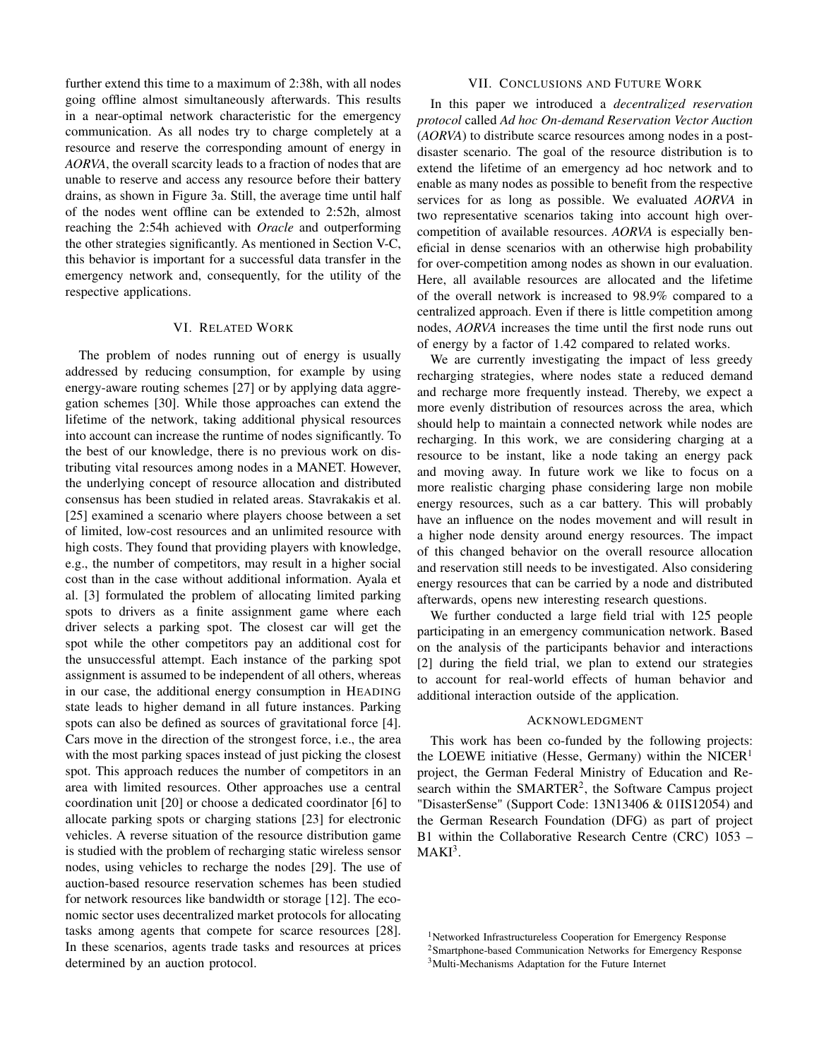further extend this time to a maximum of 2:38h, with all nodes going offline almost simultaneously afterwards. This results in a near-optimal network characteristic for the emergency communication. As all nodes try to charge completely at a resource and reserve the corresponding amount of energy in *AORVA*, the overall scarcity leads to a fraction of nodes that are unable to reserve and access any resource before their battery drains, as shown in Figure 3a. Still, the average time until half of the nodes went offline can be extended to 2:52h, almost reaching the 2:54h achieved with *Oracle* and outperforming the other strategies significantly. As mentioned in Section V-C, this behavior is important for a successful data transfer in the emergency network and, consequently, for the utility of the respective applications.

## VI. Related Work

The problem of nodes running out of energy is usually addressed by reducing consumption, for example by using energy-aware routing schemes [27] or by applying data aggregation schemes [30]. While those approaches can extend the lifetime of the network, taking additional physical resources into account can increase the runtime of nodes significantly. To the best of our knowledge, there is no previous work on distributing vital resources among nodes in a MANET. However, the underlying concept of resource allocation and distributed consensus has been studied in related areas. Stavrakakis et al. [25] examined a scenario where players choose between a set of limited, low-cost resources and an unlimited resource with high costs. They found that providing players with knowledge, e.g., the number of competitors, may result in a higher social cost than in the case without additional information. Ayala et al. [3] formulated the problem of allocating limited parking spots to drivers as a finite assignment game where each driver selects a parking spot. The closest car will get the spot while the other competitors pay an additional cost for the unsuccessful attempt. Each instance of the parking spot assignment is assumed to be independent of all others, whereas in our case, the additional energy consumption in HEADING state leads to higher demand in all future instances. Parking spots can also be defined as sources of gravitational force [4]. Cars move in the direction of the strongest force, i.e., the area with the most parking spaces instead of just picking the closest spot. This approach reduces the number of competitors in an area with limited resources. Other approaches use a central coordination unit [20] or choose a dedicated coordinator [6] to allocate parking spots or charging stations [23] for electronic vehicles. A reverse situation of the resource distribution game is studied with the problem of recharging static wireless sensor nodes, using vehicles to recharge the nodes [29]. The use of auction-based resource reservation schemes has been studied for network resources like bandwidth or storage [12]. The economic sector uses decentralized market protocols for allocating tasks among agents that compete for scarce resources [28]. In these scenarios, agents trade tasks and resources at prices determined by an auction protocol.

## VII. Conclusions and Future Work

In this paper we introduced a *decentralized reservation protocol* called *Ad hoc On-demand Reservation Vector Auction* (*AORVA*) to distribute scarce resources among nodes in a post-disaster scenario. The goal of the resource distribution is to extend the lifetime of an emergency ad hoc network and to enable as many nodes as possible to benefit from the respective services for as long as possible. We evaluated *AORVA* in two representative scenarios taking into account high over-competition of available resources. *AORVA* is especially beneficial in dense scenarios with an otherwise high probability for over-competition among nodes as shown in our evaluation. Here, all available resources are allocated and the lifetime of the overall network is increased to 98.9% compared to a centralized approach. Even if there is little competition among nodes, *AORVA* increases the time until the first node runs out of energy by a factor of 1.42 compared to related works.

We are currently investigating the impact of less greedy recharging strategies, where nodes state a reduced demand and recharge more frequently instead. Thereby, we expect a more evenly distribution of resources across the area, which should help to maintain a connected network while nodes are recharging. In this work, we are considering charging at a resource to be instant, like a node taking an energy pack and moving away. In future work we like to focus on a more realistic charging phase considering large non mobile energy resources, such as a car battery. This will probably have an influence on the nodes movement and will result in a higher node density around energy resources. The impact of this changed behavior on the overall resource allocation and reservation still needs to be investigated. Also considering energy resources that can be carried by a node and distributed afterwards, opens new interesting research questions.

We further conducted a large field trial with 125 people participating in an emergency communication network. Based on the analysis of the participants behavior and interactions [2] during the field trial, we plan to extend our strategies to account for real-world effects of human behavior and additional interaction outside of the application.

## Acknowledgment

This work has been co-funded by the following projects: the LOEWE initiative (Hesse, Germany) within the NICER[1] project, the German Federal Ministry of Education and Research within the SMARTER[2], the Software Campus project "DisasterSense" (Support Code: 13N13406 & 01IS12054) and the German Research Foundation (DFG) as part of project B1 within the Collaborative Research Centre (CRC) 1053 – MAKI[3].

[1] Networked Infrastructureless Cooperation for Emergency Response

[2] Smartphone-based Communication Networks for Emergency Response

[3] Multi-Mechanisms Adaptation for the Future Internet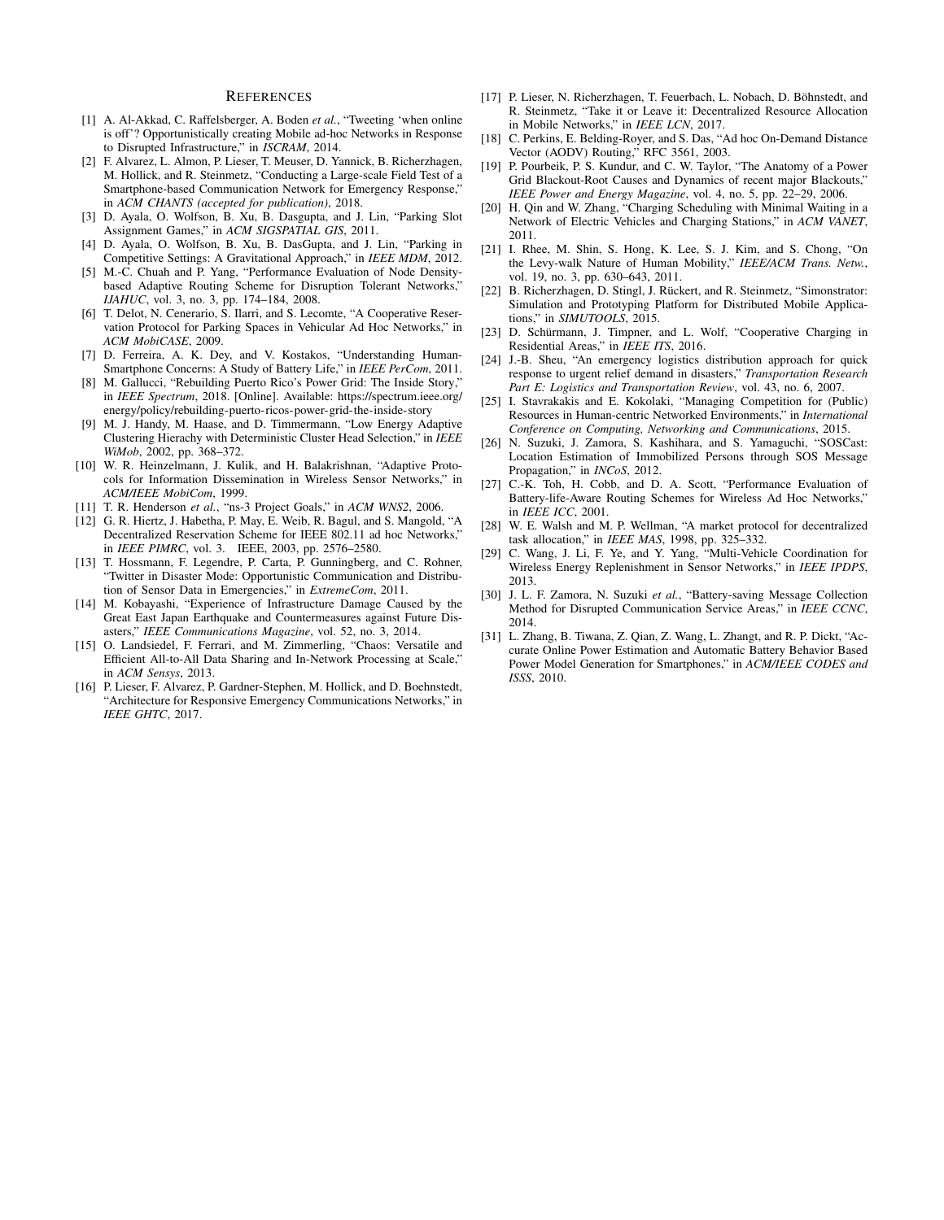## References

[1] A. Al-Akkad, C. Raffelsberger, A. Boden *et al.*, "Tweeting 'when online is off'? Opportunistically creating Mobile ad-hoc Networks in Response to Disrupted Infrastructure," in *ISCRAM*, 2014.

[2] F. Alvarez, L. Almon, P. Lieser, T. Meuser, D. Yannick, B. Richerzhagen, M. Hollick, and R. Steinmetz, "Conducting a Large-scale Field Test of a Smartphone-based Communication Network for Emergency Response," in *ACM CHANTS (accepted for publication)*, 2018.

[3] D. Ayala, O. Wolfson, B. Xu, B. Dasgupta, and J. Lin, "Parking Slot Assignment Games," in *ACM SIGSPATIAL GIS*, 2011.

[4] D. Ayala, O. Wolfson, B. Xu, B. DasGupta, and J. Lin, "Parking in Competitive Settings: A Gravitational Approach," in *IEEE MDM*, 2012.

[5] M.-C. Chuah and P. Yang, "Performance Evaluation of Node Density-based Adaptive Routing Scheme for Disruption Tolerant Networks," *IJAHUC*, vol. 3, no. 3, pp. 174–184, 2008.

[6] T. Delot, N. Cenerario, S. Ilarri, and S. Lecomte, "A Cooperative Reservation Protocol for Parking Spaces in Vehicular Ad Hoc Networks," in *ACM MobiCASE*, 2009.

[7] D. Ferreira, A. K. Dey, and V. Kostakos, "Understanding Human-Smartphone Concerns: A Study of Battery Life," in *IEEE PerCom*, 2011.

[8] M. Gallucci, "Rebuilding Puerto Rico's Power Grid: The Inside Story," in *IEEE Spectrum*, 2018. [Online]. Available: https://spectrum.ieee.org/energy/policy/rebuilding-puerto-ricos-power-grid-the-inside-story

[9] M. J. Handy, M. Haase, and D. Timmermann, "Low Energy Adaptive Clustering Hierachy with Deterministic Cluster Head Selection," in *IEEE WiMob*, 2002, pp. 368–372.

[10] W. R. Heinzelmann, J. Kulik, and H. Balakrishnan, "Adaptive Protocols for Information Dissemination in Wireless Sensor Networks," in *ACM/IEEE MobiCom*, 1999.

[11] T. R. Henderson *et al.*, "ns-3 Project Goals," in *ACM WNS2*, 2006.

[12] G. R. Hiertz, J. Habetha, P. May, E. Weib, R. Bagul, and S. Mangold, "A Decentralized Reservation Scheme for IEEE 802.11 ad hoc Networks," in *IEEE PIMRC*, vol. 3. IEEE, 2003, pp. 2576–2580.

[13] T. Hossmann, F. Legendre, P. Carta, P. Gunningberg, and C. Rohner, "Twitter in Disaster Mode: Opportunistic Communication and Distribution of Sensor Data in Emergencies," in *ExtremeCom*, 2011.

[14] M. Kobayashi, "Experience of Infrastructure Damage Caused by the Great East Japan Earthquake and Countermeasures against Future Disasters," *IEEE Communications Magazine*, vol. 52, no. 3, 2014.

[15] O. Landsiedel, F. Ferrari, and M. Zimmerling, "Chaos: Versatile and Efficient All-to-All Data Sharing and In-Network Processing at Scale," in *ACM Sensys*, 2013.

[16] P. Lieser, F. Alvarez, P. Gardner-Stephen, M. Hollick, and D. Boehnstedt, "Architecture for Responsive Emergency Communications Networks," in *IEEE GHTC*, 2017.

[17] P. Lieser, N. Richerzhagen, T. Feuerbach, L. Nobach, D. Böhnstedt, and R. Steinmetz, "Take it or Leave it: Decentralized Resource Allocation in Mobile Networks," in *IEEE LCN*, 2017.

[18] C. Perkins, E. Belding-Royer, and S. Das, "Ad hoc On-Demand Distance Vector (AODV) Routing," RFC 3561, 2003.

[19] P. Pourbeik, P. S. Kundur, and C. W. Taylor, "The Anatomy of a Power Grid Blackout-Root Causes and Dynamics of recent major Blackouts," *IEEE Power and Energy Magazine*, vol. 4, no. 5, pp. 22–29, 2006.

[20] H. Qin and W. Zhang, "Charging Scheduling with Minimal Waiting in a Network of Electric Vehicles and Charging Stations," in *ACM VANET*, 2011.

[21] I. Rhee, M. Shin, S. Hong, K. Lee, S. J. Kim, and S. Chong, "On the Levy-walk Nature of Human Mobility," *IEEE/ACM Trans. Netw.*, vol. 19, no. 3, pp. 630–643, 2011.

[22] B. Richerzhagen, D. Stingl, J. Rückert, and R. Steinmetz, "Simonstrator: Simulation and Prototyping Platform for Distributed Mobile Applications," in *SIMUTOOLS*, 2015.

[23] D. Schürmann, J. Timpner, and L. Wolf, "Cooperative Charging in Residential Areas," in *IEEE ITS*, 2016.

[24] J.-B. Sheu, "An emergency logistics distribution approach for quick response to urgent relief demand in disasters," *Transportation Research Part E: Logistics and Transportation Review*, vol. 43, no. 6, 2007.

[25] I. Stavrakakis and E. Kokolaki, "Managing Competition for (Public) Resources in Human-centric Networked Environments," in *International Conference on Computing, Networking and Communications*, 2015.

[26] N. Suzuki, J. Zamora, S. Kashihara, and S. Yamaguchi, "SOSCast: Location Estimation of Immobilized Persons through SOS Message Propagation," in *INCoS*, 2012.

[27] C.-K. Toh, H. Cobb, and D. A. Scott, "Performance Evaluation of Battery-life-Aware Routing Schemes for Wireless Ad Hoc Networks," in *IEEE ICC*, 2001.

[28] W. E. Walsh and M. P. Wellman, "A market protocol for decentralized task allocation," in *IEEE MAS*, 1998, pp. 325–332.

[29] C. Wang, J. Li, F. Ye, and Y. Yang, "Multi-Vehicle Coordination for Wireless Energy Replenishment in Sensor Networks," in *IEEE IPDPS*, 2013.

[30] J. L. F. Zamora, N. Suzuki *et al.*, "Battery-saving Message Collection Method for Disrupted Communication Service Areas," in *IEEE CCNC*, 2014.

[31] L. Zhang, B. Tiwana, Z. Qian, Z. Wang, L. Zhangt, and R. P. Dickt, "Accurate Online Power Estimation and Automatic Battery Behavior Based Power Model Generation for Smartphones," in *ACM/IEEE CODES and ISSS*, 2010.